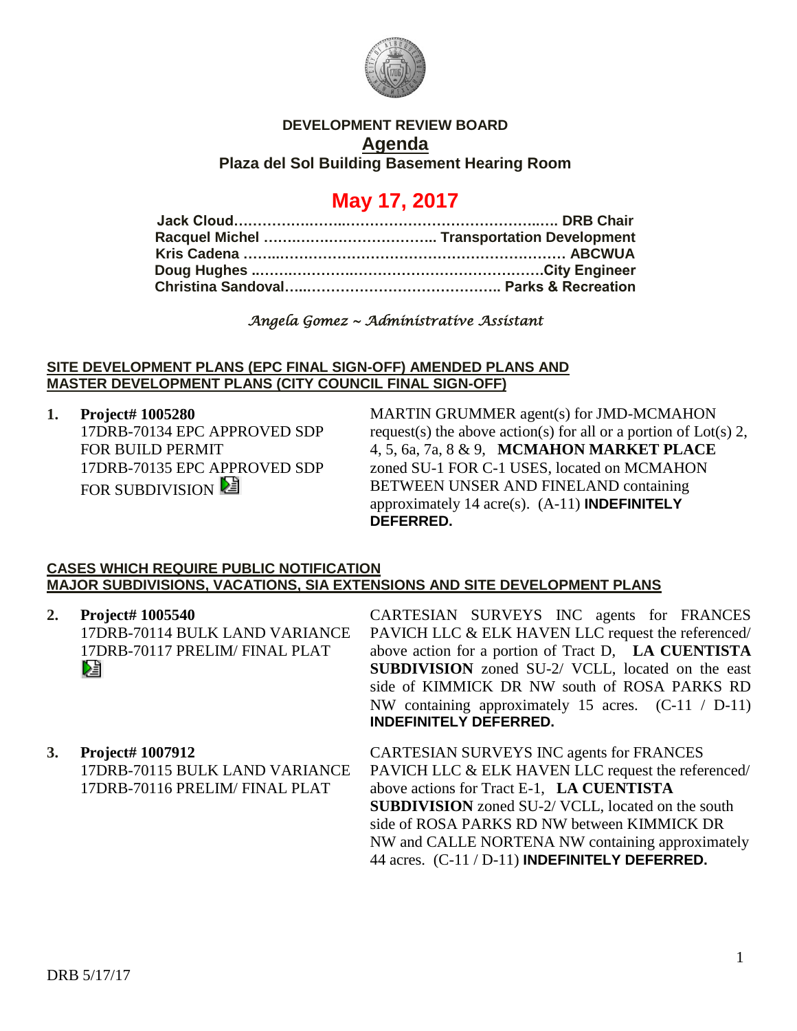**DEVELOPMENT REVIEW BOARD**

# Agenda

**Plaza del Sol Building Basement Hearing Room**

## May 17, 2017

**Jack Cloud……………………………………………………… DRB Chair**
**Racquel Michel ……………………………… Transportation Development**
**Kris Cadena ……………………………………………………… ABCWUA**
**Doug Hughes ……………………………………………………City Engineer**
**Christina Sandoval…………………………………… Parks & Recreation**

*Angela Gomez ~ Administrative Assistant*

**SITE DEVELOPMENT PLANS (EPC FINAL SIGN-OFF) AMENDED PLANS AND MASTER DEVELOPMENT PLANS (CITY COUNCIL FINAL SIGN-OFF)**

1. **Project# 1005280**
   17DRB-70134 EPC APPROVED SDP FOR BUILD PERMIT
   17DRB-70135 EPC APPROVED SDP FOR SUBDIVISION

   MARTIN GRUMMER agent(s) for JMD-MCMAHON request(s) the above action(s) for all or a portion of Lot(s) 2, 4, 5, 6a, 7a, 8 & 9, **MCMAHON MARKET PLACE** zoned SU-1 FOR C-1 USES, located on MCMAHON BETWEEN UNSER AND FINELAND containing approximately 14 acre(s). (A-11) **INDEFINITELY DEFERRED.**

**CASES WHICH REQUIRE PUBLIC NOTIFICATION MAJOR SUBDIVISIONS, VACATIONS, SIA EXTENSIONS AND SITE DEVELOPMENT PLANS**

2. **Project# 1005540**
   17DRB-70114 BULK LAND VARIANCE
   17DRB-70117 PRELIM/ FINAL PLAT

   CARTESIAN SURVEYS INC agents for FRANCES PAVICH LLC & ELK HAVEN LLC request the referenced/ above action for a portion of Tract D, **LA CUENTISTA SUBDIVISION** zoned SU-2/ VCLL, located on the east side of KIMMICK DR NW south of ROSA PARKS RD NW containing approximately 15 acres. (C-11 / D-11) **INDEFINITELY DEFERRED.**

3. **Project# 1007912**
   17DRB-70115 BULK LAND VARIANCE
   17DRB-70116 PRELIM/ FINAL PLAT

   CARTESIAN SURVEYS INC agents for FRANCES PAVICH LLC & ELK HAVEN LLC request the referenced/ above actions for Tract E-1, **LA CUENTISTA SUBDIVISION** zoned SU-2/ VCLL, located on the south side of ROSA PARKS RD NW between KIMMICK DR NW and CALLE NORTENA NW containing approximately 44 acres. (C-11 / D-11) **INDEFINITELY DEFERRED.**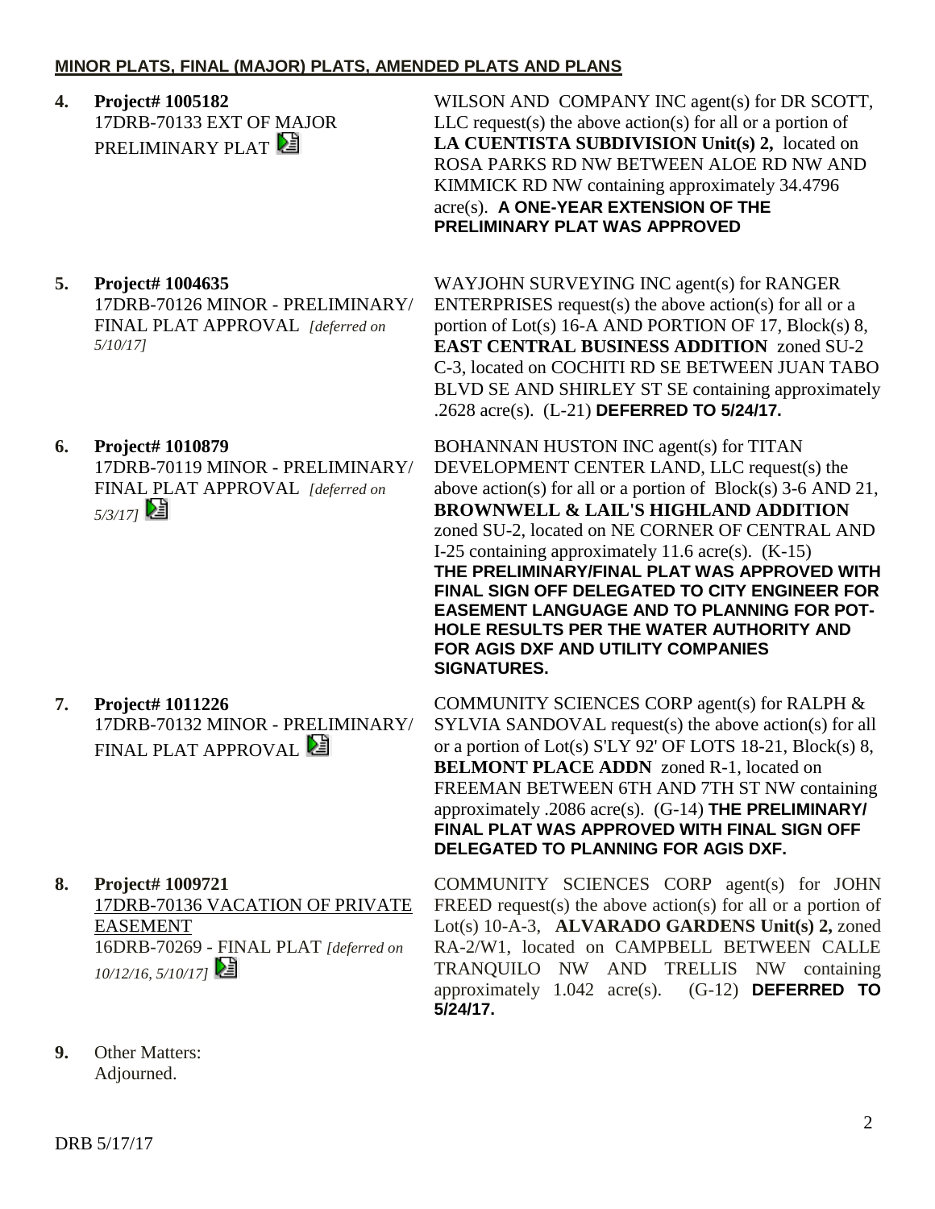**MINOR PLATS, FINAL (MAJOR) PLATS, AMENDED PLATS AND PLANS**

**4. Project# 1005182**
17DRB-70133 EXT OF MAJOR PRELIMINARY PLAT

WILSON AND COMPANY INC agent(s) for DR SCOTT, LLC request(s) the above action(s) for all or a portion of **LA CUENTISTA SUBDIVISION Unit(s) 2,** located on ROSA PARKS RD NW BETWEEN ALOE RD NW AND KIMMICK RD NW containing approximately 34.4796 acre(s). **A ONE-YEAR EXTENSION OF THE PRELIMINARY PLAT WAS APPROVED**

**5. Project# 1004635**
17DRB-70126 MINOR - PRELIMINARY/ FINAL PLAT APPROVAL *[deferred on 5/10/17]*

WAYJOHN SURVEYING INC agent(s) for RANGER ENTERPRISES request(s) the above action(s) for all or a portion of Lot(s) 16-A AND PORTION OF 17, Block(s) 8, **EAST CENTRAL BUSINESS ADDITION** zoned SU-2 C-3, located on COCHITI RD SE BETWEEN JUAN TABO BLVD SE AND SHIRLEY ST SE containing approximately .2628 acre(s). (L-21) **DEFERRED TO 5/24/17.**

**6. Project# 1010879**
17DRB-70119 MINOR - PRELIMINARY/ FINAL PLAT APPROVAL *[deferred on 5/3/17]*

BOHANNAN HUSTON INC agent(s) for TITAN DEVELOPMENT CENTER LAND, LLC request(s) the above action(s) for all or a portion of Block(s) 3-6 AND 21, **BROWNWELL & LAIL'S HIGHLAND ADDITION** zoned SU-2, located on NE CORNER OF CENTRAL AND I-25 containing approximately 11.6 acre(s). (K-15) **THE PRELIMINARY/FINAL PLAT WAS APPROVED WITH FINAL SIGN OFF DELEGATED TO CITY ENGINEER FOR EASEMENT LANGUAGE AND TO PLANNING FOR POT-HOLE RESULTS PER THE WATER AUTHORITY AND FOR AGIS DXF AND UTILITY COMPANIES SIGNATURES.**

**7. Project# 1011226**
17DRB-70132 MINOR - PRELIMINARY/ FINAL PLAT APPROVAL

COMMUNITY SCIENCES CORP agent(s) for RALPH & SYLVIA SANDOVAL request(s) the above action(s) for all or a portion of Lot(s) S'LY 92' OF LOTS 18-21, Block(s) 8, **BELMONT PLACE ADDN** zoned R-1, located on FREEMAN BETWEEN 6TH AND 7TH ST NW containing approximately .2086 acre(s). (G-14) **THE PRELIMINARY/ FINAL PLAT WAS APPROVED WITH FINAL SIGN OFF DELEGATED TO PLANNING FOR AGIS DXF.**

**8. Project# 1009721**
17DRB-70136 VACATION OF PRIVATE EASEMENT
16DRB-70269 - FINAL PLAT *[deferred on 10/12/16, 5/10/17]*

COMMUNITY SCIENCES CORP agent(s) for JOHN FREED request(s) the above action(s) for all or a portion of Lot(s) 10-A-3, **ALVARADO GARDENS Unit(s) 2,** zoned RA-2/W1, located on CAMPBELL BETWEEN CALLE TRANQUILO NW AND TRELLIS NW containing approximately 1.042 acre(s). (G-12) **DEFERRED TO 5/24/17.**

**9.** Other Matters:
Adjourned.

DRB 5/17/17